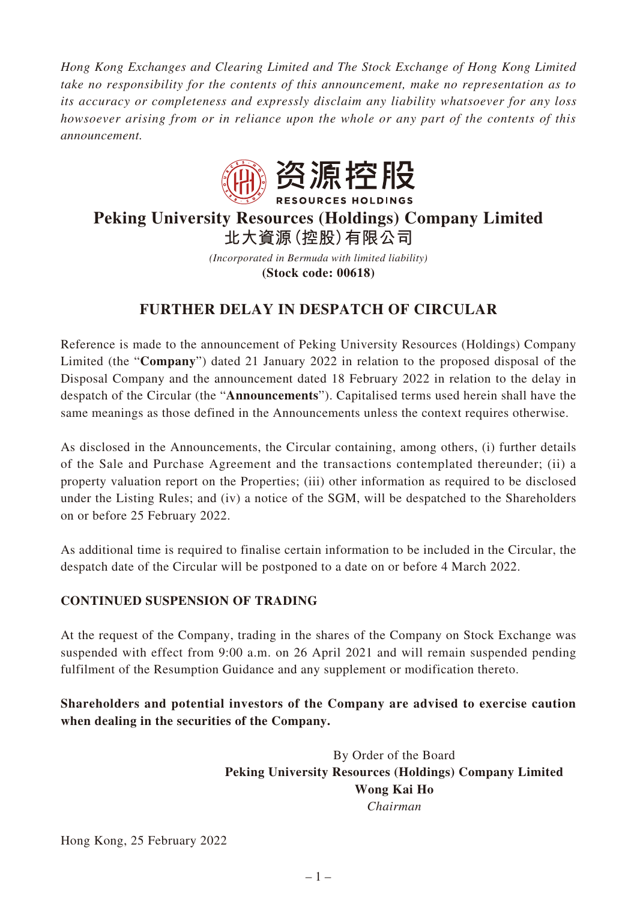*Hong Kong Exchanges and Clearing Limited and The Stock Exchange of Hong Kong Limited take no responsibility for the contents of this announcement, make no representation as to its accuracy or completeness and expressly disclaim any liability whatsoever for any loss howsoever arising from or in reliance upon the whole or any part of the contents of this announcement.*

资源控股
RESOURCES HOLDINGS

# Peking University Resources (Holdings) Company Limited
# 北大資源(控股)有限公司

*(Incorporated in Bermuda with limited liability)*
**(Stock code: 00618)**

## FURTHER DELAY IN DESPATCH OF CIRCULAR

Reference is made to the announcement of Peking University Resources (Holdings) Company Limited (the "**Company**") dated 21 January 2022 in relation to the proposed disposal of the Disposal Company and the announcement dated 18 February 2022 in relation to the delay in despatch of the Circular (the "**Announcements**"). Capitalised terms used herein shall have the same meanings as those defined in the Announcements unless the context requires otherwise.

As disclosed in the Announcements, the Circular containing, among others, (i) further details of the Sale and Purchase Agreement and the transactions contemplated thereunder; (ii) a property valuation report on the Properties; (iii) other information as required to be disclosed under the Listing Rules; and (iv) a notice of the SGM, will be despatched to the Shareholders on or before 25 February 2022.

As additional time is required to finalise certain information to be included in the Circular, the despatch date of the Circular will be postponed to a date on or before 4 March 2022.

### CONTINUED SUSPENSION OF TRADING

At the request of the Company, trading in the shares of the Company on Stock Exchange was suspended with effect from 9:00 a.m. on 26 April 2021 and will remain suspended pending fulfilment of the Resumption Guidance and any supplement or modification thereto.

**Shareholders and potential investors of the Company are advised to exercise caution when dealing in the securities of the Company.**

By Order of the Board
**Peking University Resources (Holdings) Company Limited**
**Wong Kai Ho**
*Chairman*

Hong Kong, 25 February 2022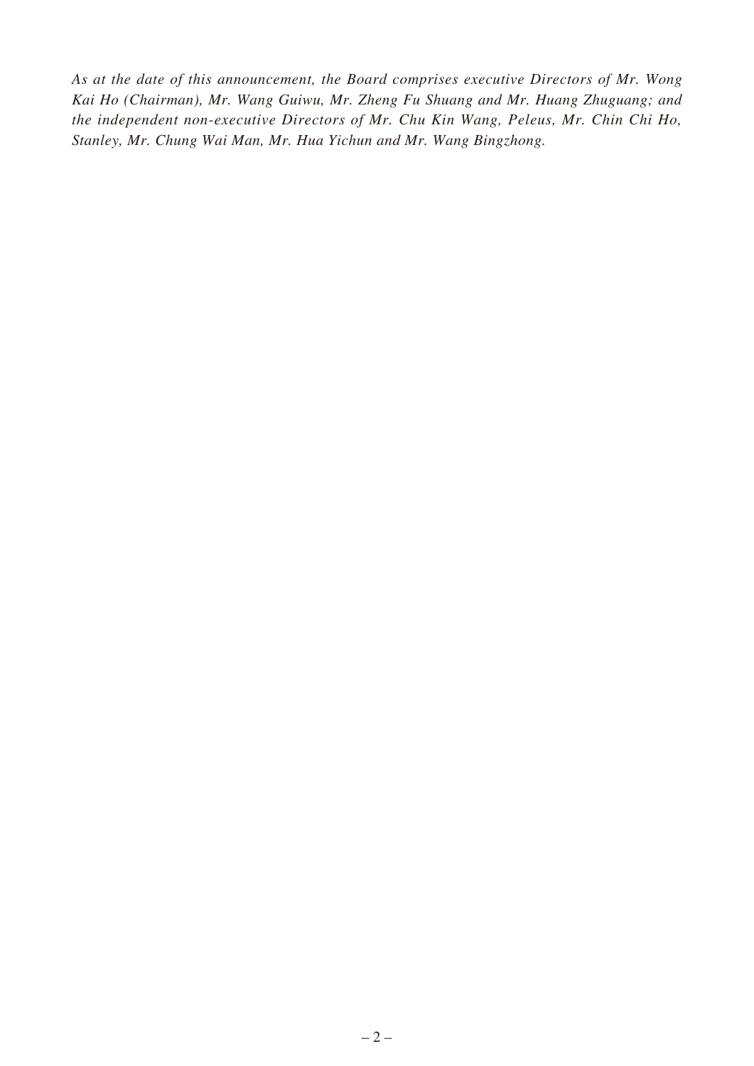*As at the date of this announcement, the Board comprises executive Directors of Mr. Wong Kai Ho (Chairman), Mr. Wang Guiwu, Mr. Zheng Fu Shuang and Mr. Huang Zhuguang; and the independent non-executive Directors of Mr. Chu Kin Wang, Peleus, Mr. Chin Chi Ho, Stanley, Mr. Chung Wai Man, Mr. Hua Yichun and Mr. Wang Bingzhong.*